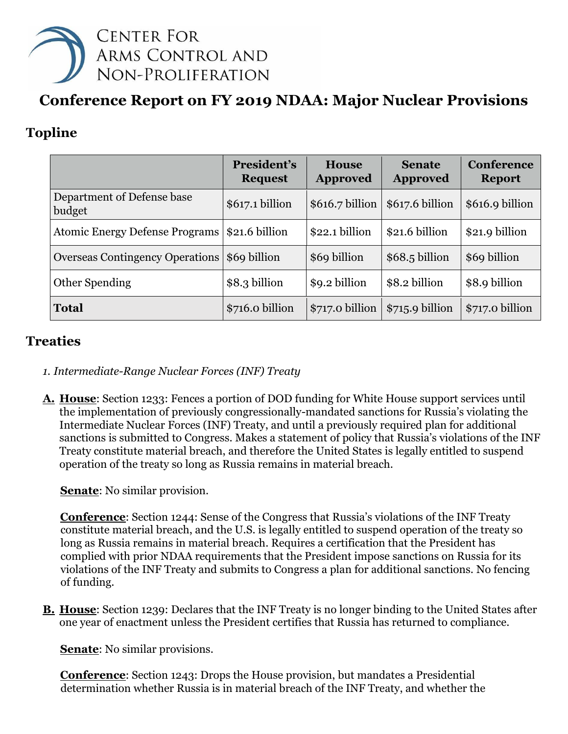CENTER FOR ARMS CONTROL AND NON-PROLIFERATION

# Conference Report on FY 2019 NDAA: Major Nuclear Provisions

## Topline

| | President's Request | House Approved | Senate Approved | Conference Report |
|---|---|---|---|---|
| Department of Defense base budget | $617.1 billion | $616.7 billion | $617.6 billion | $616.9 billion |
| Atomic Energy Defense Programs | $21.6 billion | $22.1 billion | $21.6 billion | $21.9 billion |
| Overseas Contingency Operations | $69 billion | $69 billion | $68.5 billion | $69 billion |
| Other Spending | $8.3 billion | $9.2 billion | $8.2 billion | $8.9 billion |
| **Total** | $716.0 billion | $717.0 billion | $715.9 billion | $717.0 billion |

## Treaties

*1. Intermediate-Range Nuclear Forces (INF) Treaty*

**A.** **House**: Section 1233: Fences a portion of DOD funding for White House support services until the implementation of previously congressionally-mandated sanctions for Russia's violating the Intermediate Nuclear Forces (INF) Treaty, and until a previously required plan for additional sanctions is submitted to Congress. Makes a statement of policy that Russia's violations of the INF Treaty constitute material breach, and therefore the United States is legally entitled to suspend operation of the treaty so long as Russia remains in material breach.

**Senate**: No similar provision.

**Conference**: Section 1244: Sense of the Congress that Russia's violations of the INF Treaty constitute material breach, and the U.S. is legally entitled to suspend operation of the treaty so long as Russia remains in material breach. Requires a certification that the President has complied with prior NDAA requirements that the President impose sanctions on Russia for its violations of the INF Treaty and submits to Congress a plan for additional sanctions. No fencing of funding.

**B.** **House**: Section 1239: Declares that the INF Treaty is no longer binding to the United States after one year of enactment unless the President certifies that Russia has returned to compliance.

**Senate**: No similar provisions.

**Conference**: Section 1243: Drops the House provision, but mandates a Presidential determination whether Russia is in material breach of the INF Treaty, and whether the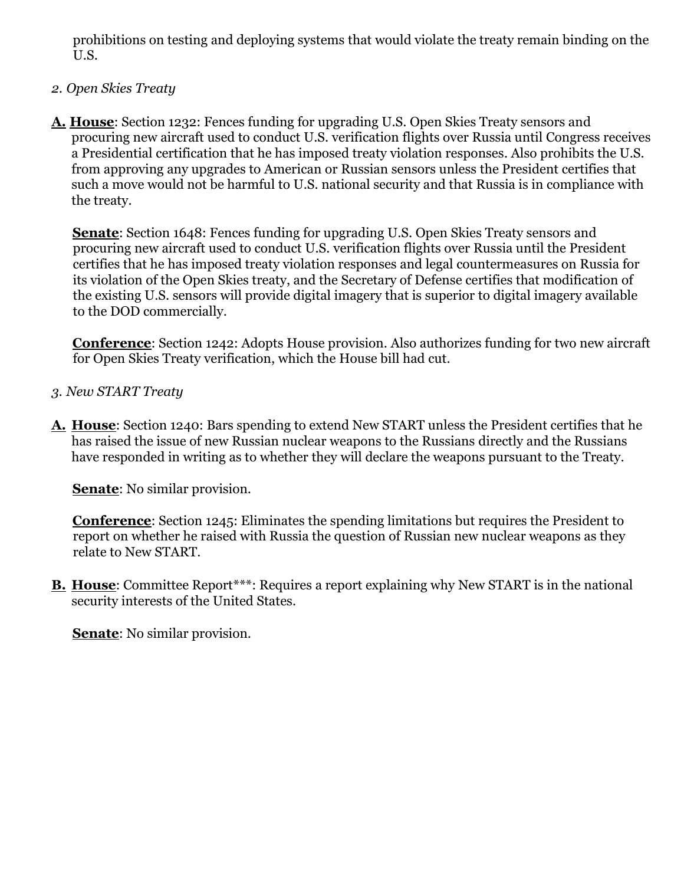prohibitions on testing and deploying systems that would violate the treaty remain binding on the U.S.

*2. Open Skies Treaty*

**A. House**: Section 1232: Fences funding for upgrading U.S. Open Skies Treaty sensors and procuring new aircraft used to conduct U.S. verification flights over Russia until Congress receives a Presidential certification that he has imposed treaty violation responses. Also prohibits the U.S. from approving any upgrades to American or Russian sensors unless the President certifies that such a move would not be harmful to U.S. national security and that Russia is in compliance with the treaty.

**Senate**: Section 1648: Fences funding for upgrading U.S. Open Skies Treaty sensors and procuring new aircraft used to conduct U.S. verification flights over Russia until the President certifies that he has imposed treaty violation responses and legal countermeasures on Russia for its violation of the Open Skies treaty, and the Secretary of Defense certifies that modification of the existing U.S. sensors will provide digital imagery that is superior to digital imagery available to the DOD commercially.

**Conference**: Section 1242: Adopts House provision. Also authorizes funding for two new aircraft for Open Skies Treaty verification, which the House bill had cut.

*3. New START Treaty*

**A. House**: Section 1240: Bars spending to extend New START unless the President certifies that he has raised the issue of new Russian nuclear weapons to the Russians directly and the Russians have responded in writing as to whether they will declare the weapons pursuant to the Treaty.

**Senate**: No similar provision.

**Conference**: Section 1245: Eliminates the spending limitations but requires the President to report on whether he raised with Russia the question of Russian new nuclear weapons as they relate to New START.

**B. House**: Committee Report***: Requires a report explaining why New START is in the national security interests of the United States.

**Senate**: No similar provision.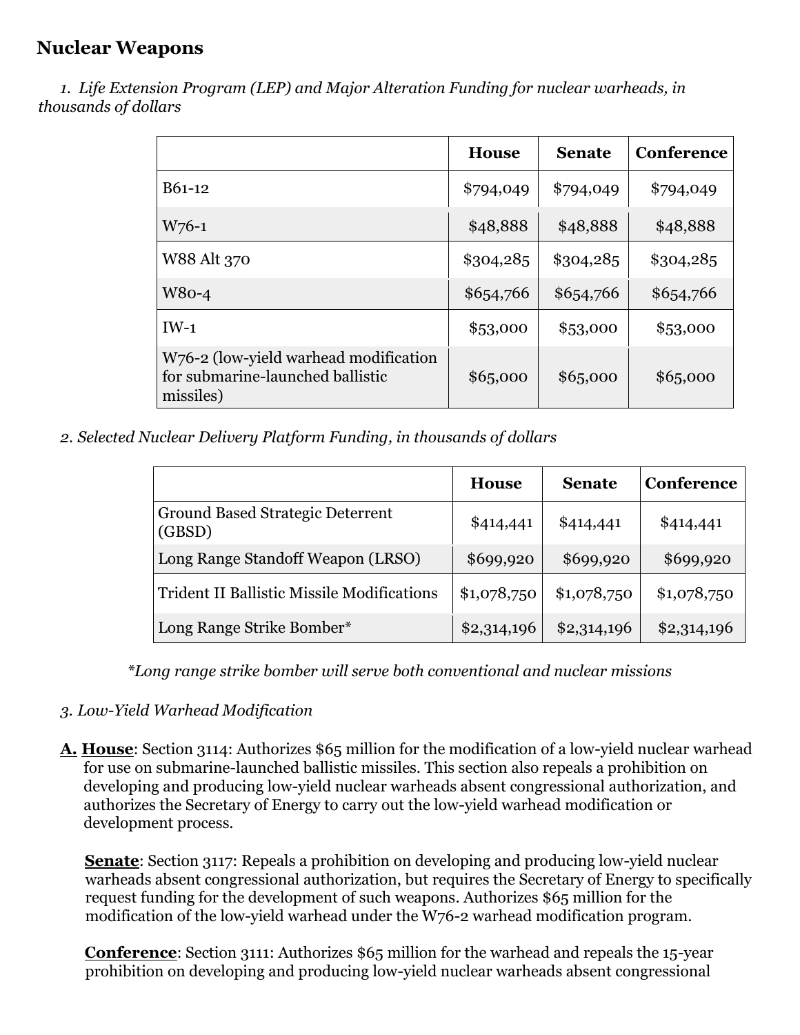## Nuclear Weapons

*1. Life Extension Program (LEP) and Major Alteration Funding for nuclear warheads, in thousands of dollars*

| | House | Senate | Conference |
|---|---|---|---|
| B61-12 | $794,049 | $794,049 | $794,049 |
| W76-1 | $48,888 | $48,888 | $48,888 |
| W88 Alt 370 | $304,285 | $304,285 | $304,285 |
| W80-4 | $654,766 | $654,766 | $654,766 |
| IW-1 | $53,000 | $53,000 | $53,000 |
| W76-2 (low-yield warhead modification for submarine-launched ballistic missiles) | $65,000 | $65,000 | $65,000 |

*2. Selected Nuclear Delivery Platform Funding, in thousands of dollars*

| | House | Senate | Conference |
|---|---|---|---|
| Ground Based Strategic Deterrent (GBSD) | $414,441 | $414,441 | $414,441 |
| Long Range Standoff Weapon (LRSO) | $699,920 | $699,920 | $699,920 |
| Trident II Ballistic Missile Modifications | $1,078,750 | $1,078,750 | $1,078,750 |
| Long Range Strike Bomber* | $2,314,196 | $2,314,196 | $2,314,196 |

*\*Long range strike bomber will serve both conventional and nuclear missions*

*3. Low-Yield Warhead Modification*

**A. House**: Section 3114: Authorizes $65 million for the modification of a low-yield nuclear warhead for use on submarine-launched ballistic missiles. This section also repeals a prohibition on developing and producing low-yield nuclear warheads absent congressional authorization, and authorizes the Secretary of Energy to carry out the low-yield warhead modification or development process.

**Senate**: Section 3117: Repeals a prohibition on developing and producing low-yield nuclear warheads absent congressional authorization, but requires the Secretary of Energy to specifically request funding for the development of such weapons. Authorizes $65 million for the modification of the low-yield warhead under the W76-2 warhead modification program.

**Conference**: Section 3111: Authorizes $65 million for the warhead and repeals the 15-year prohibition on developing and producing low-yield nuclear warheads absent congressional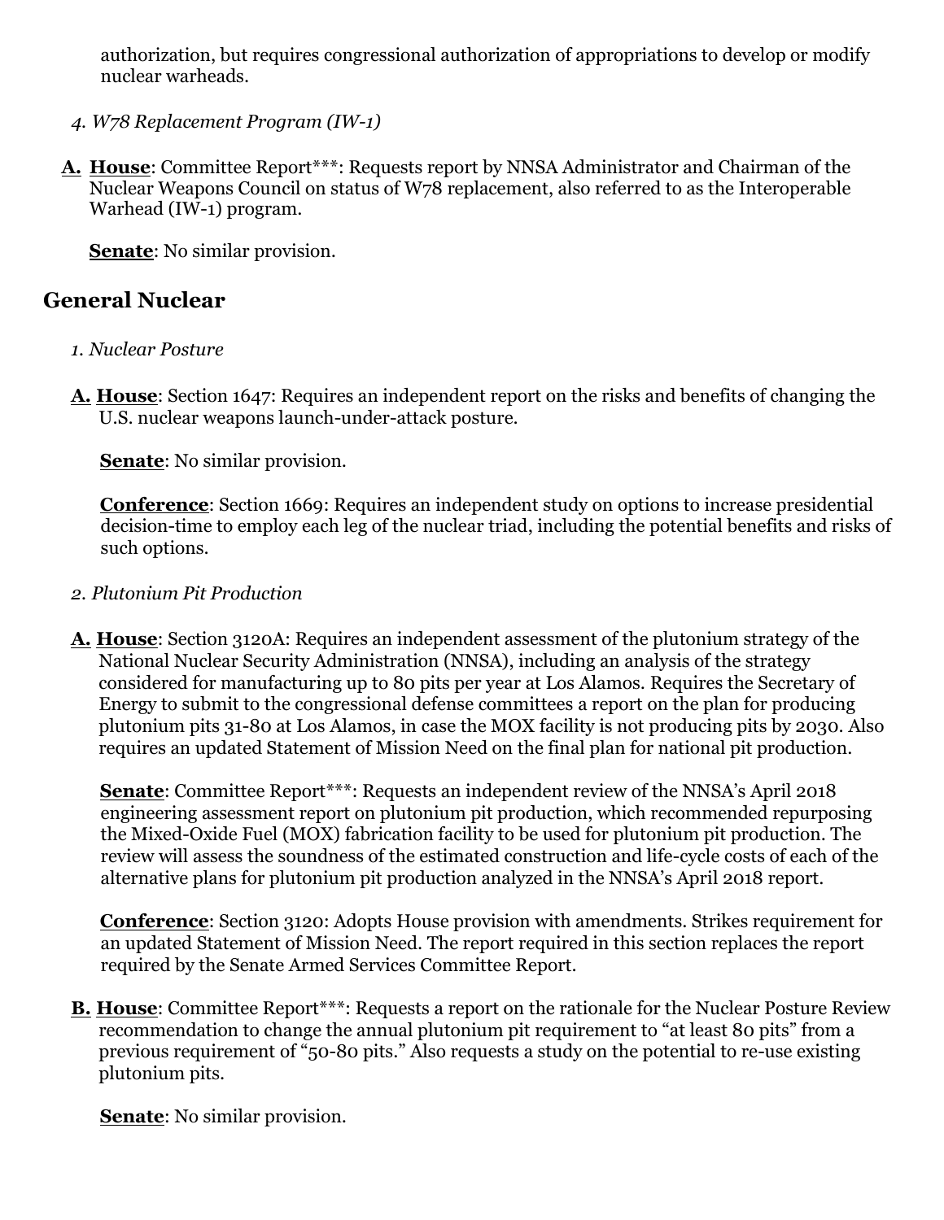authorization, but requires congressional authorization of appropriations to develop or modify nuclear warheads.

*4. W78 Replacement Program (IW-1)*

**A.** **House**: Committee Report***: Requests report by NNSA Administrator and Chairman of the Nuclear Weapons Council on status of W78 replacement, also referred to as the Interoperable Warhead (IW-1) program.

**Senate**: No similar provision.

## General Nuclear

*1. Nuclear Posture*

**A.** **House**: Section 1647: Requires an independent report on the risks and benefits of changing the U.S. nuclear weapons launch-under-attack posture.

**Senate**: No similar provision.

**Conference**: Section 1669: Requires an independent study on options to increase presidential decision-time to employ each leg of the nuclear triad, including the potential benefits and risks of such options.

*2. Plutonium Pit Production*

**A.** **House**: Section 3120A: Requires an independent assessment of the plutonium strategy of the National Nuclear Security Administration (NNSA), including an analysis of the strategy considered for manufacturing up to 80 pits per year at Los Alamos. Requires the Secretary of Energy to submit to the congressional defense committees a report on the plan for producing plutonium pits 31-80 at Los Alamos, in case the MOX facility is not producing pits by 2030. Also requires an updated Statement of Mission Need on the final plan for national pit production.

**Senate**: Committee Report***: Requests an independent review of the NNSA's April 2018 engineering assessment report on plutonium pit production, which recommended repurposing the Mixed-Oxide Fuel (MOX) fabrication facility to be used for plutonium pit production. The review will assess the soundness of the estimated construction and life-cycle costs of each of the alternative plans for plutonium pit production analyzed in the NNSA's April 2018 report.

**Conference**: Section 3120: Adopts House provision with amendments. Strikes requirement for an updated Statement of Mission Need. The report required in this section replaces the report required by the Senate Armed Services Committee Report.

**B.** **House**: Committee Report***: Requests a report on the rationale for the Nuclear Posture Review recommendation to change the annual plutonium pit requirement to "at least 80 pits" from a previous requirement of "50-80 pits." Also requests a study on the potential to re-use existing plutonium pits.

**Senate**: No similar provision.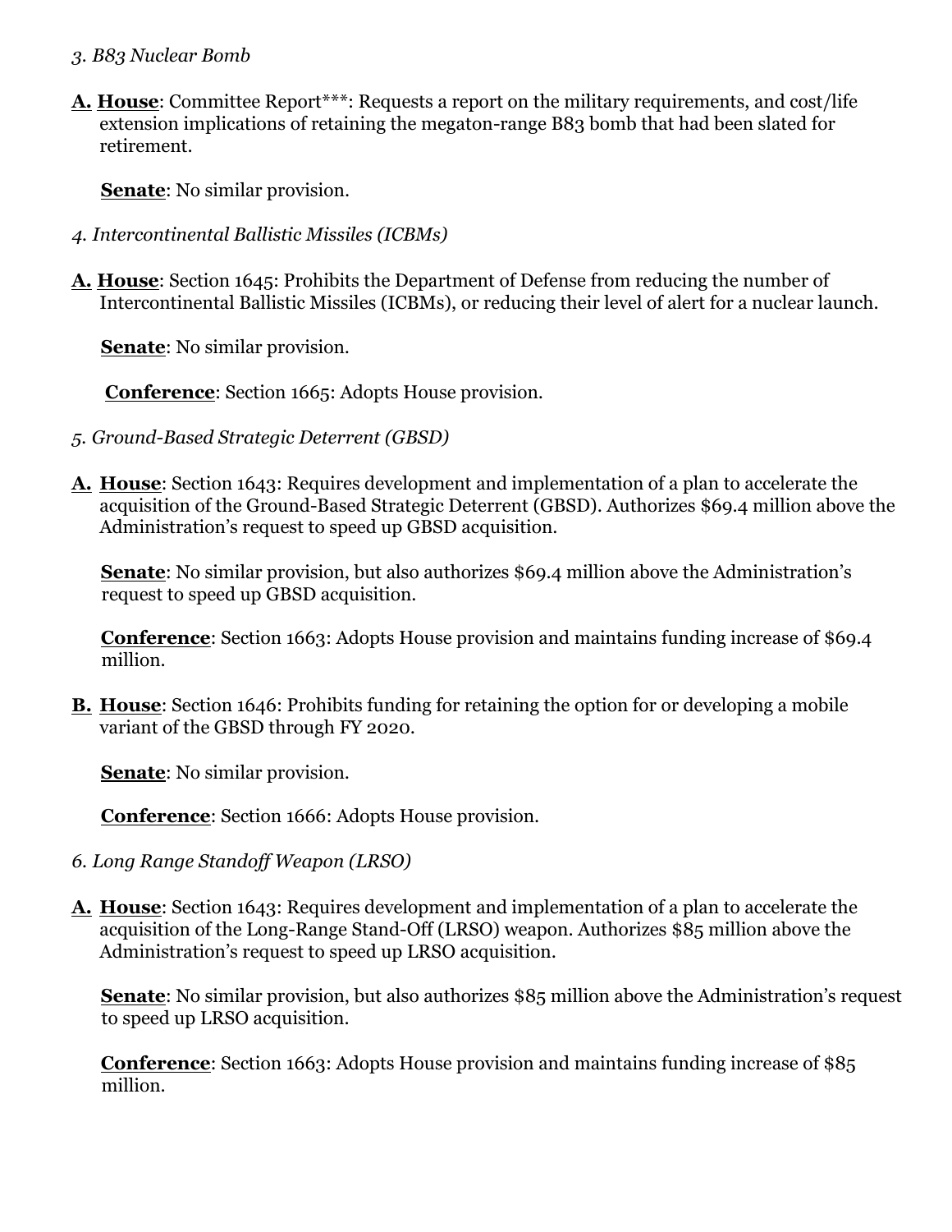*3. B83 Nuclear Bomb*

**A.** **House**: Committee Report***: Requests a report on the military requirements, and cost/life extension implications of retaining the megaton-range B83 bomb that had been slated for retirement.

**Senate**: No similar provision.

*4. Intercontinental Ballistic Missiles (ICBMs)*

**A.** **House**: Section 1645: Prohibits the Department of Defense from reducing the number of Intercontinental Ballistic Missiles (ICBMs), or reducing their level of alert for a nuclear launch.

**Senate**: No similar provision.

**Conference**: Section 1665: Adopts House provision.

*5. Ground-Based Strategic Deterrent (GBSD)*

**A.** **House**: Section 1643: Requires development and implementation of a plan to accelerate the acquisition of the Ground-Based Strategic Deterrent (GBSD). Authorizes $69.4 million above the Administration's request to speed up GBSD acquisition.

**Senate**: No similar provision, but also authorizes $69.4 million above the Administration's request to speed up GBSD acquisition.

**Conference**: Section 1663: Adopts House provision and maintains funding increase of $69.4 million.

**B.** **House**: Section 1646: Prohibits funding for retaining the option for or developing a mobile variant of the GBSD through FY 2020.

**Senate**: No similar provision.

**Conference**: Section 1666: Adopts House provision.

*6. Long Range Standoff Weapon (LRSO)*

**A.** **House**: Section 1643: Requires development and implementation of a plan to accelerate the acquisition of the Long-Range Stand-Off (LRSO) weapon. Authorizes $85 million above the Administration's request to speed up LRSO acquisition.

**Senate**: No similar provision, but also authorizes $85 million above the Administration's request to speed up LRSO acquisition.

**Conference**: Section 1663: Adopts House provision and maintains funding increase of $85 million.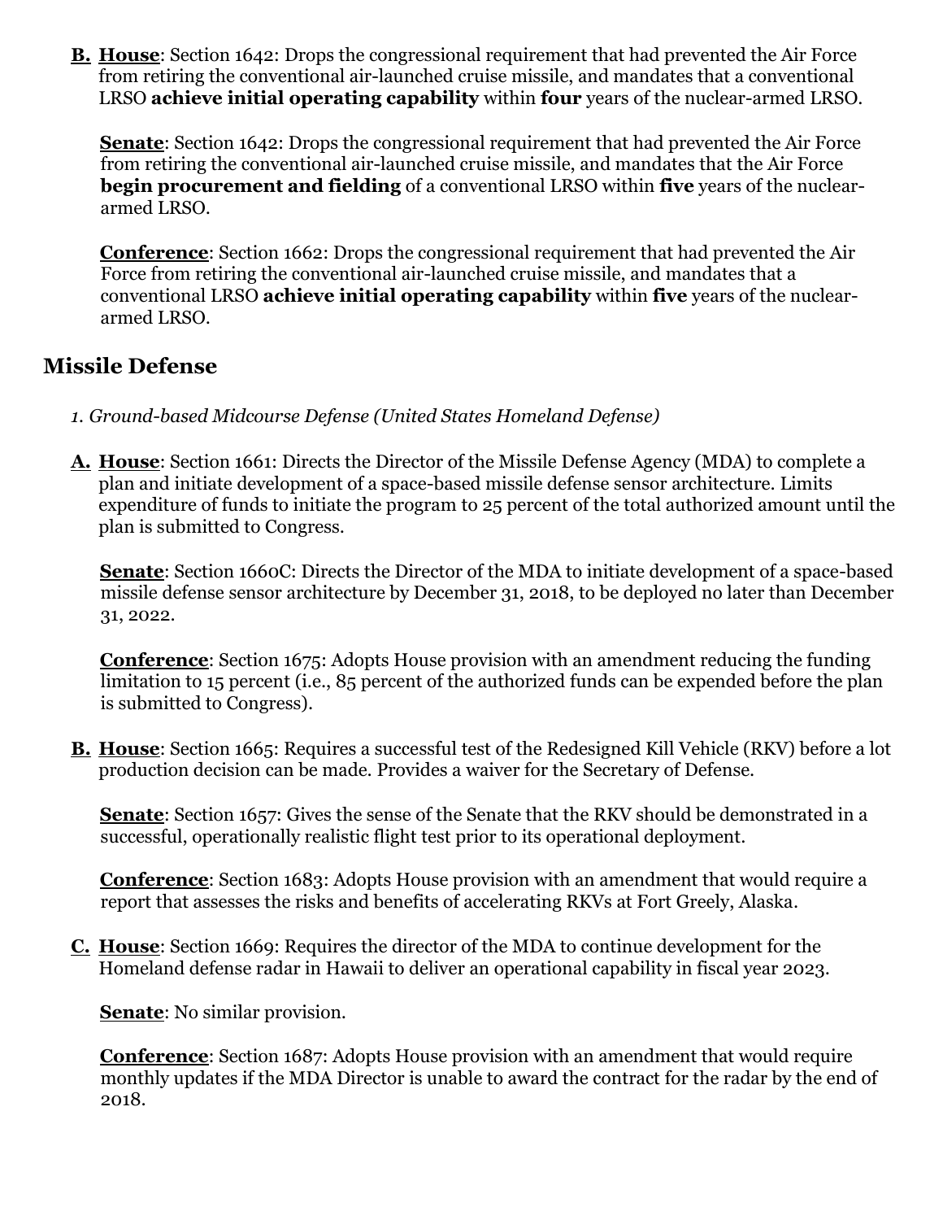**B. House**: Section 1642: Drops the congressional requirement that had prevented the Air Force from retiring the conventional air-launched cruise missile, and mandates that a conventional LRSO **achieve initial operating capability** within **four** years of the nuclear-armed LRSO.

**Senate**: Section 1642: Drops the congressional requirement that had prevented the Air Force from retiring the conventional air-launched cruise missile, and mandates that the Air Force **begin procurement and fielding** of a conventional LRSO within **five** years of the nuclear-armed LRSO.

**Conference**: Section 1662: Drops the congressional requirement that had prevented the Air Force from retiring the conventional air-launched cruise missile, and mandates that a conventional LRSO **achieve initial operating capability** within **five** years of the nuclear-armed LRSO.

## Missile Defense

*1. Ground-based Midcourse Defense (United States Homeland Defense)*

**A. House**: Section 1661: Directs the Director of the Missile Defense Agency (MDA) to complete a plan and initiate development of a space-based missile defense sensor architecture. Limits expenditure of funds to initiate the program to 25 percent of the total authorized amount until the plan is submitted to Congress.

**Senate**: Section 1660C: Directs the Director of the MDA to initiate development of a space-based missile defense sensor architecture by December 31, 2018, to be deployed no later than December 31, 2022.

**Conference**: Section 1675: Adopts House provision with an amendment reducing the funding limitation to 15 percent (i.e., 85 percent of the authorized funds can be expended before the plan is submitted to Congress).

**B. House**: Section 1665: Requires a successful test of the Redesigned Kill Vehicle (RKV) before a lot production decision can be made. Provides a waiver for the Secretary of Defense.

**Senate**: Section 1657: Gives the sense of the Senate that the RKV should be demonstrated in a successful, operationally realistic flight test prior to its operational deployment.

**Conference**: Section 1683: Adopts House provision with an amendment that would require a report that assesses the risks and benefits of accelerating RKVs at Fort Greely, Alaska.

**C. House**: Section 1669: Requires the director of the MDA to continue development for the Homeland defense radar in Hawaii to deliver an operational capability in fiscal year 2023.

**Senate**: No similar provision.

**Conference**: Section 1687: Adopts House provision with an amendment that would require monthly updates if the MDA Director is unable to award the contract for the radar by the end of 2018.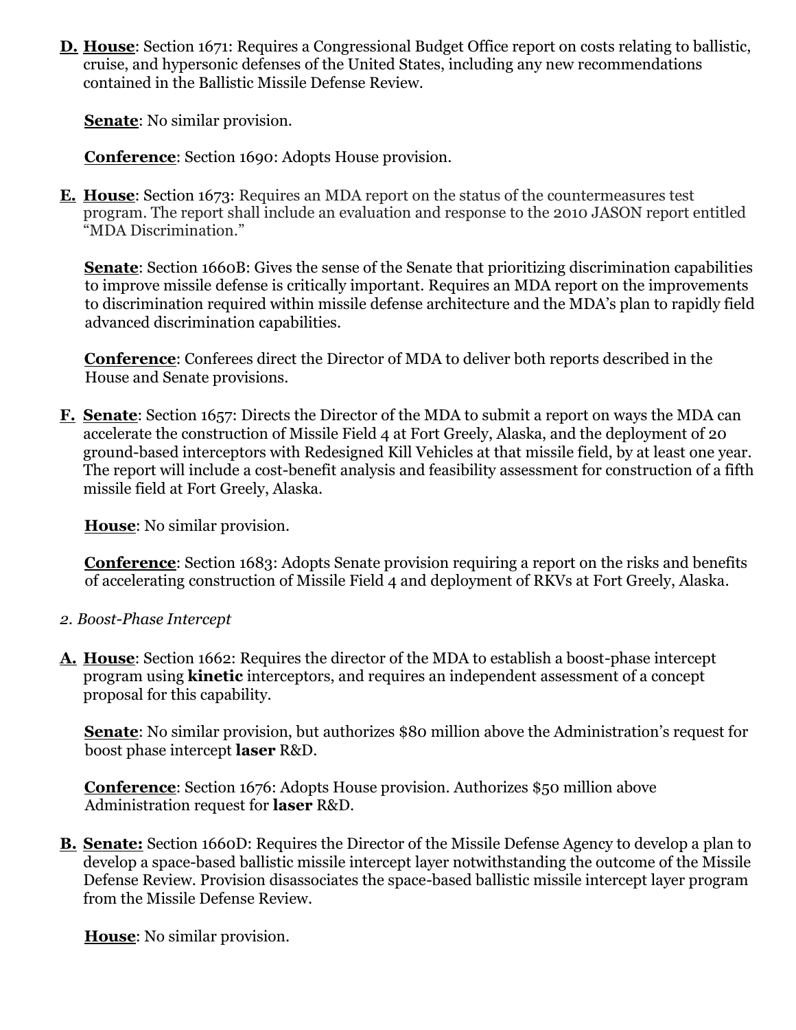**D.** **House**: Section 1671: Requires a Congressional Budget Office report on costs relating to ballistic, cruise, and hypersonic defenses of the United States, including any new recommendations contained in the Ballistic Missile Defense Review.

**Senate**: No similar provision.

**Conference**: Section 1690: Adopts House provision.

**E.** **House**: Section 1673: Requires an MDA report on the status of the countermeasures test program. The report shall include an evaluation and response to the 2010 JASON report entitled "MDA Discrimination."

**Senate**: Section 1660B: Gives the sense of the Senate that prioritizing discrimination capabilities to improve missile defense is critically important. Requires an MDA report on the improvements to discrimination required within missile defense architecture and the MDA's plan to rapidly field advanced discrimination capabilities.

**Conference**: Conferees direct the Director of MDA to deliver both reports described in the House and Senate provisions.

**F.** **Senate**: Section 1657: Directs the Director of the MDA to submit a report on ways the MDA can accelerate the construction of Missile Field 4 at Fort Greely, Alaska, and the deployment of 20 ground-based interceptors with Redesigned Kill Vehicles at that missile field, by at least one year. The report will include a cost-benefit analysis and feasibility assessment for construction of a fifth missile field at Fort Greely, Alaska.

**House**: No similar provision.

**Conference**: Section 1683: Adopts Senate provision requiring a report on the risks and benefits of accelerating construction of Missile Field 4 and deployment of RKVs at Fort Greely, Alaska.

*2. Boost-Phase Intercept*

**A.** **House**: Section 1662: Requires the director of the MDA to establish a boost-phase intercept program using **kinetic** interceptors, and requires an independent assessment of a concept proposal for this capability.

**Senate**: No similar provision, but authorizes $80 million above the Administration's request for boost phase intercept **laser** R&D.

**Conference**: Section 1676: Adopts House provision. Authorizes $50 million above Administration request for **laser** R&D.

**B.** **Senate:** Section 1660D: Requires the Director of the Missile Defense Agency to develop a plan to develop a space-based ballistic missile intercept layer notwithstanding the outcome of the Missile Defense Review. Provision disassociates the space-based ballistic missile intercept layer program from the Missile Defense Review.

**House**: No similar provision.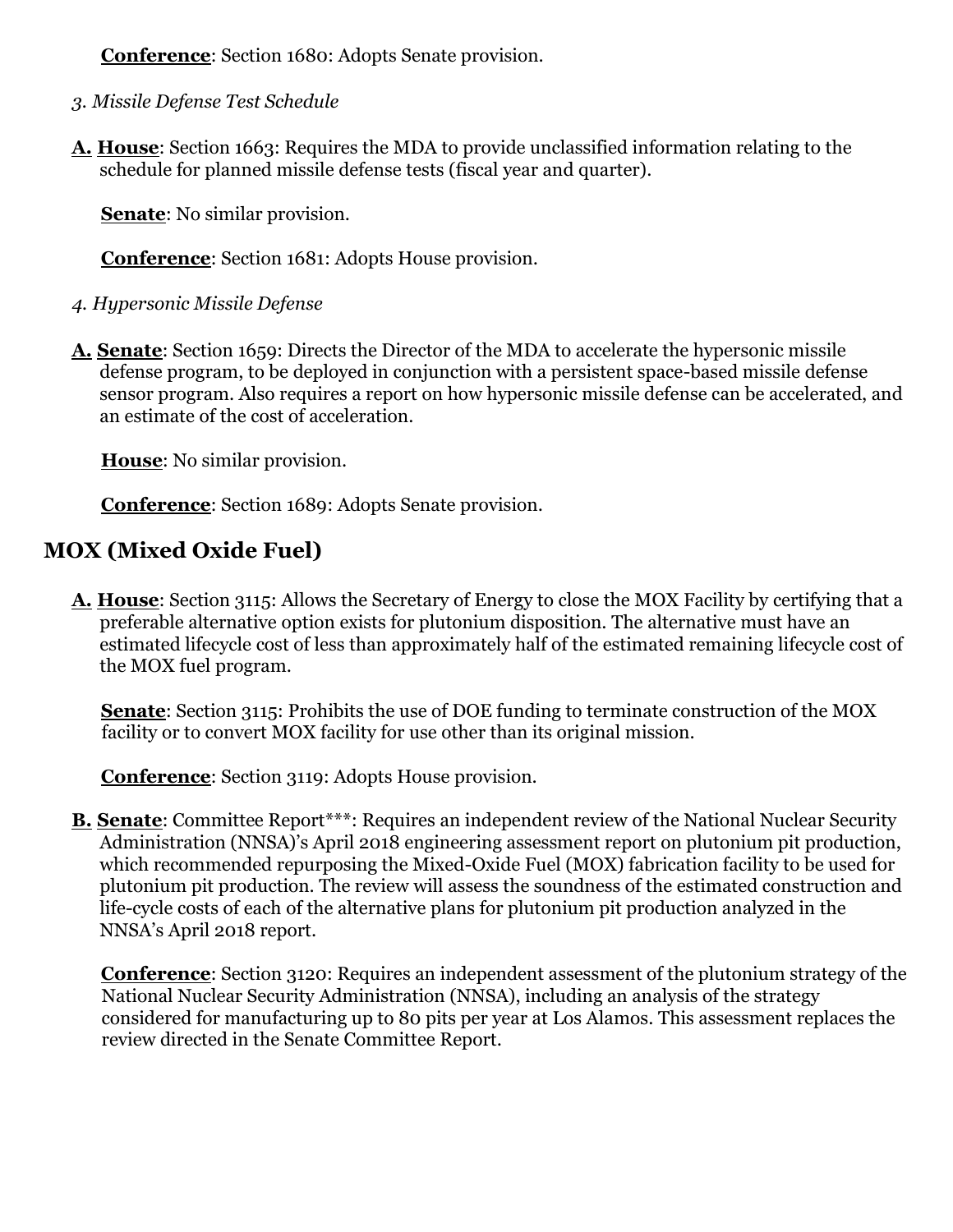**Conference**: Section 1680: Adopts Senate provision.

*3. Missile Defense Test Schedule*

**A. House**: Section 1663: Requires the MDA to provide unclassified information relating to the schedule for planned missile defense tests (fiscal year and quarter).

**Senate**: No similar provision.

**Conference**: Section 1681: Adopts House provision.

*4. Hypersonic Missile Defense*

**A. Senate**: Section 1659: Directs the Director of the MDA to accelerate the hypersonic missile defense program, to be deployed in conjunction with a persistent space-based missile defense sensor program. Also requires a report on how hypersonic missile defense can be accelerated, and an estimate of the cost of acceleration.

**House**: No similar provision.

**Conference**: Section 1689: Adopts Senate provision.

## MOX (Mixed Oxide Fuel)

**A. House**: Section 3115: Allows the Secretary of Energy to close the MOX Facility by certifying that a preferable alternative option exists for plutonium disposition. The alternative must have an estimated lifecycle cost of less than approximately half of the estimated remaining lifecycle cost of the MOX fuel program.

**Senate**: Section 3115: Prohibits the use of DOE funding to terminate construction of the MOX facility or to convert MOX facility for use other than its original mission.

**Conference**: Section 3119: Adopts House provision.

**B. Senate**: Committee Report***: Requires an independent review of the National Nuclear Security Administration (NNSA)'s April 2018 engineering assessment report on plutonium pit production, which recommended repurposing the Mixed-Oxide Fuel (MOX) fabrication facility to be used for plutonium pit production. The review will assess the soundness of the estimated construction and life-cycle costs of each of the alternative plans for plutonium pit production analyzed in the NNSA's April 2018 report.

**Conference**: Section 3120: Requires an independent assessment of the plutonium strategy of the National Nuclear Security Administration (NNSA), including an analysis of the strategy considered for manufacturing up to 80 pits per year at Los Alamos. This assessment replaces the review directed in the Senate Committee Report.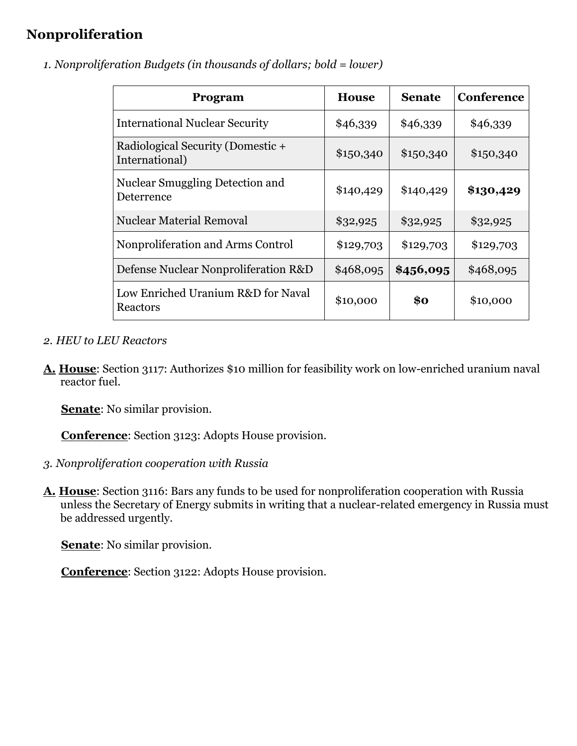## Nonproliferation

*1. Nonproliferation Budgets (in thousands of dollars; bold = lower)*

| Program | House | Senate | Conference |
|---|---|---|---|
| International Nuclear Security | $46,339 | $46,339 | $46,339 |
| Radiological Security (Domestic + International) | $150,340 | $150,340 | $150,340 |
| Nuclear Smuggling Detection and Deterrence | $140,429 | $140,429 | **$130,429** |
| Nuclear Material Removal | $32,925 | $32,925 | $32,925 |
| Nonproliferation and Arms Control | $129,703 | $129,703 | $129,703 |
| Defense Nuclear Nonproliferation R&D | $468,095 | **$456,095** | $468,095 |
| Low Enriched Uranium R&D for Naval Reactors | $10,000 | **$0** | $10,000 |

*2. HEU to LEU Reactors*

**A.** **House**: Section 3117: Authorizes $10 million for feasibility work on low-enriched uranium naval reactor fuel.

**Senate**: No similar provision.

**Conference**: Section 3123: Adopts House provision.

*3. Nonproliferation cooperation with Russia*

**A.** **House**: Section 3116: Bars any funds to be used for nonproliferation cooperation with Russia unless the Secretary of Energy submits in writing that a nuclear-related emergency in Russia must be addressed urgently.

**Senate**: No similar provision.

**Conference**: Section 3122: Adopts House provision.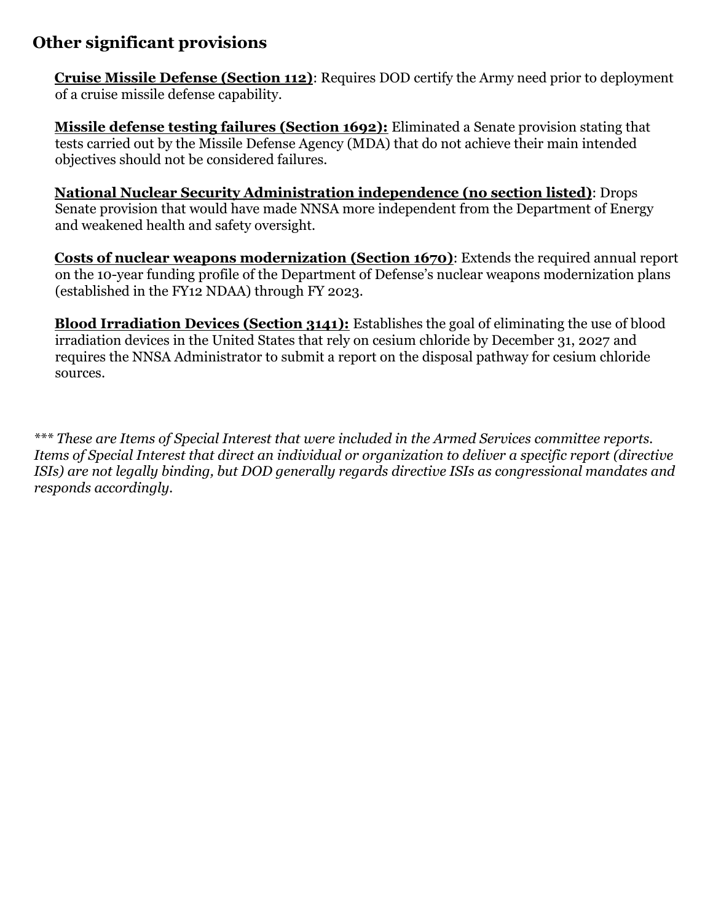## Other significant provisions

**Cruise Missile Defense (Section 112)**: Requires DOD certify the Army need prior to deployment of a cruise missile defense capability.

**Missile defense testing failures (Section 1692):** Eliminated a Senate provision stating that tests carried out by the Missile Defense Agency (MDA) that do not achieve their main intended objectives should not be considered failures.

**National Nuclear Security Administration independence (no section listed)**: Drops Senate provision that would have made NNSA more independent from the Department of Energy and weakened health and safety oversight.

**Costs of nuclear weapons modernization (Section 1670)**: Extends the required annual report on the 10-year funding profile of the Department of Defense's nuclear weapons modernization plans (established in the FY12 NDAA) through FY 2023.

**Blood Irradiation Devices (Section 3141):** Establishes the goal of eliminating the use of blood irradiation devices in the United States that rely on cesium chloride by December 31, 2027 and requires the NNSA Administrator to submit a report on the disposal pathway for cesium chloride sources.

*\*\*\* These are Items of Special Interest that were included in the Armed Services committee reports. Items of Special Interest that direct an individual or organization to deliver a specific report (directive ISIs) are not legally binding, but DOD generally regards directive ISIs as congressional mandates and responds accordingly.*